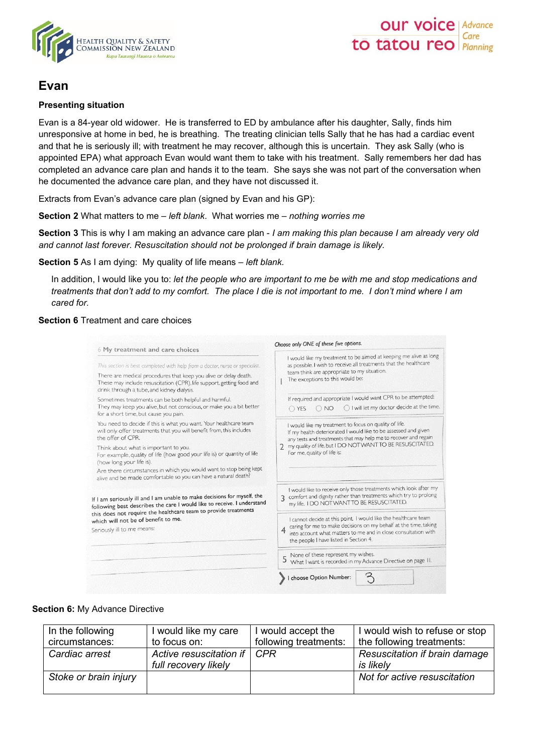# Evan

**Presenting situation**

Evan is a 84-year old widower. He is transferred to ED by ambulance after his daughter, Sally, finds him unresponsive at home in bed, he is breathing. The treating clinician tells Sally that he has had a cardiac event and that he is seriously ill; with treatment he may recover, although this is uncertain. They ask Sally (who is appointed EPA) what approach Evan would want them to take with his treatment. Sally remembers her dad has completed an advance care plan and hands it to the team. She says she was not part of the conversation when he documented the advance care plan, and they have not discussed it.

Extracts from Evan's advance care plan (signed by Evan and his GP):

**Section 2** What matters to me – *left blank*. What worries me – *nothing worries me*

**Section 3** This is why I am making an advance care plan - *I am making this plan because I am already very old and cannot last forever. Resuscitation should not be prolonged if brain damage is likely.*

**Section 5** As I am dying: My quality of life means – *left blank*.

In addition, I would like you to: *let the people who are important to me be with me and stop medications and treatments that don't add to my comfort. The place I die is not important to me. I don't mind where I am cared for.*

**Section 6** Treatment and care choices

6 **My treatment and care choices**

*This section is best completed with help from a doctor, nurse or specialist.*

There are medical procedures that keep you alive or delay death. These may include resuscitation (CPR), life support, getting food and drink through a tube, and kidney dialysis.

Sometimes treatments can be both helpful and harmful. They may keep you alive, but not conscious, or make you a bit better for a short time, but cause you pain.

You need to decide if this is what you want. Your healthcare team will only offer treatments that you will benefit from, this includes the offer of CPR.

Think about what is important to you. For example, quality of life (how good your life is) or quantity of life (how long your life is).

Are there circumstances in which you would want to stop being kept alive and be made comfortable so you can have a natural death?

**If I am seriously ill and I am unable to make decisions for myself, the following best describes the care I would like to receive. I understand this does not require the healthcare team to provide treatments which will not be of benefit to me.**

Seriously ill to me means:

*Choose only ONE of these five options.*

1. I would like my treatment to be aimed at keeping me alive as long as possible. I wish to receive all treatments that the healthcare team think are appropriate to my situation. The exceptions to this would be:

   If required and appropriate I would want CPR to be attempted:
   ◯ YES ◯ NO ◯ I will let my doctor decide at the time.

2. I would like my treatment to focus on quality of life. If my health deteriorated I would like to be assessed and given any tests and treatments that may help me to recover and regain my quality of life, but I DO NOT WANT TO BE RESUSCITATED. For me, quality of life is:

3. I would like to receive only those treatments which look after my comfort and dignity rather than treatments which try to prolong my life. I DO NOT WANT TO BE RESUSCITATED.

4. I cannot decide at this point. I would like the healthcare team caring for me to make decisions on my behalf at the time, taking into account what matters to me and in close consultation with the people I have listed in Section 4.

5. None of these represent my wishes. What I want is recorded in my Advance Directive on page 11.

I choose Option Number: 3

**Section 6:** My Advance Directive

| In the following circumstances: | I would like my care to focus on: | I would accept the following treatments: | I would wish to refuse or stop the following treatments: |
|---|---|---|---|
| *Cardiac arrest* | *Active resuscitation if full recovery likely* | *CPR* | *Resuscitation if brain damage is likely* |
| *Stoke or brain injury* | | | *Not for active resuscitation* |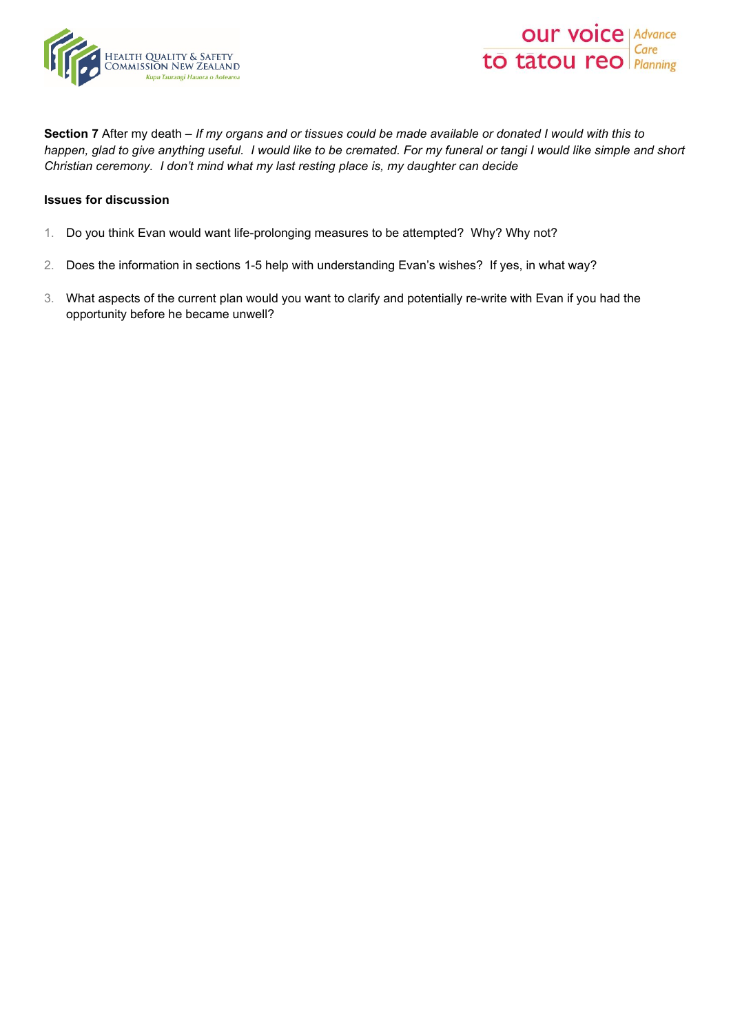**Section 7** After my death – *If my organs and or tissues could be made available or donated I would with this to happen, glad to give anything useful. I would like to be cremated. For my funeral or tangi I would like simple and short Christian ceremony. I don't mind what my last resting place is, my daughter can decide*

**Issues for discussion**

1. Do you think Evan would want life-prolonging measures to be attempted? Why? Why not?
2. Does the information in sections 1-5 help with understanding Evan's wishes? If yes, in what way?
3. What aspects of the current plan would you want to clarify and potentially re-write with Evan if you had the opportunity before he became unwell?